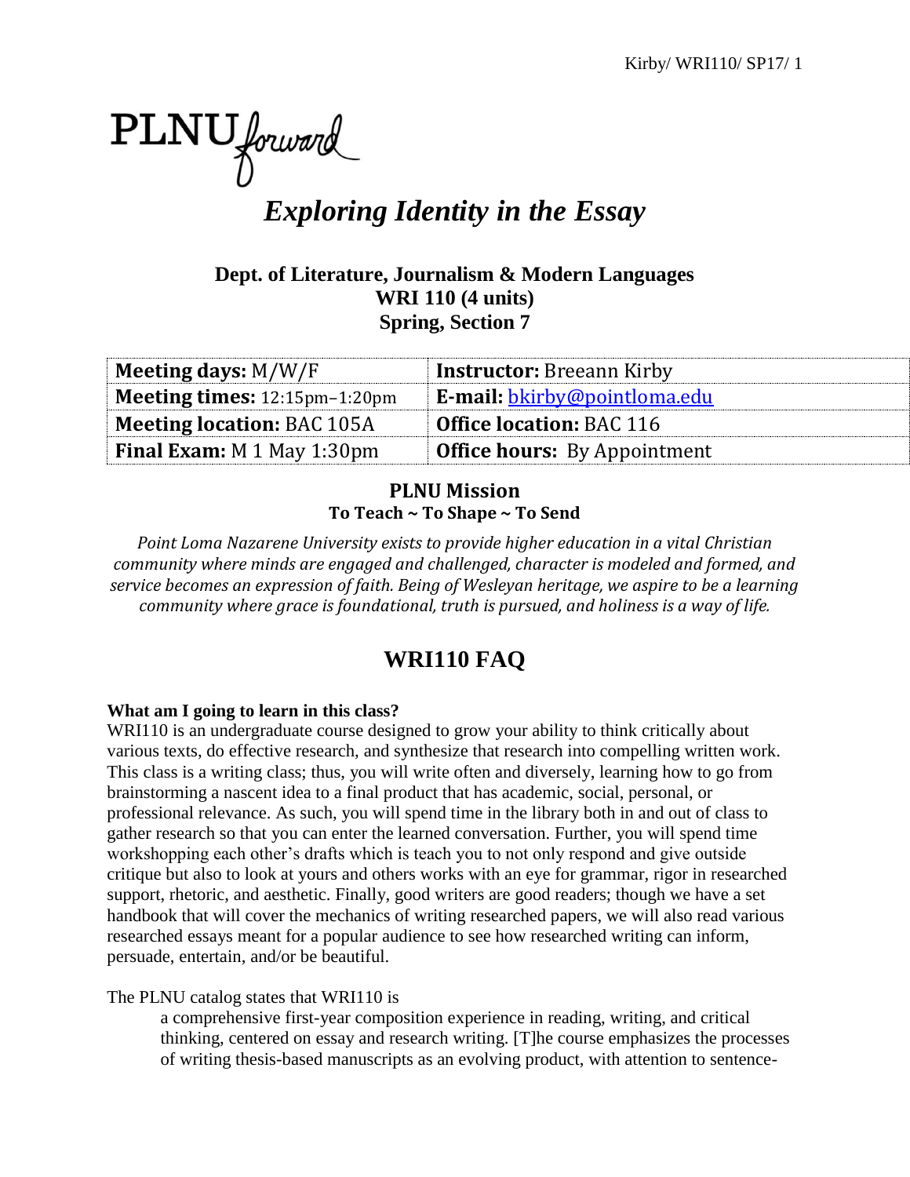PLNU forward

# *Exploring Identity in the Essay*

**Dept. of Literature, Journalism & Modern Languages**
**WRI 110 (4 units)**
**Spring, Section 7**

| **Meeting days:** M/W/F | **Instructor:** Breeann Kirby |
|---|---|
| **Meeting times:** 12:15pm–1:20pm | **E-mail:** bkirby@pointloma.edu |
| **Meeting location:** BAC 105A | **Office location:** BAC 116 |
| **Final Exam:** M 1 May 1:30pm | **Office hours:** By Appointment |

**PLNU Mission**
**To Teach ~ To Shape ~ To Send**

*Point Loma Nazarene University exists to provide higher education in a vital Christian community where minds are engaged and challenged, character is modeled and formed, and service becomes an expression of faith. Being of Wesleyan heritage, we aspire to be a learning community where grace is foundational, truth is pursued, and holiness is a way of life.*

## WRI110 FAQ

**What am I going to learn in this class?**

WRI110 is an undergraduate course designed to grow your ability to think critically about various texts, do effective research, and synthesize that research into compelling written work. This class is a writing class; thus, you will write often and diversely, learning how to go from brainstorming a nascent idea to a final product that has academic, social, personal, or professional relevance. As such, you will spend time in the library both in and out of class to gather research so that you can enter the learned conversation. Further, you will spend time workshopping each other's drafts which is teach you to not only respond and give outside critique but also to look at yours and others works with an eye for grammar, rigor in researched support, rhetoric, and aesthetic. Finally, good writers are good readers; though we have a set handbook that will cover the mechanics of writing researched papers, we will also read various researched essays meant for a popular audience to see how researched writing can inform, persuade, entertain, and/or be beautiful.

The PLNU catalog states that WRI110 is

> a comprehensive first-year composition experience in reading, writing, and critical thinking, centered on essay and research writing. [T]he course emphasizes the processes of writing thesis-based manuscripts as an evolving product, with attention to sentence-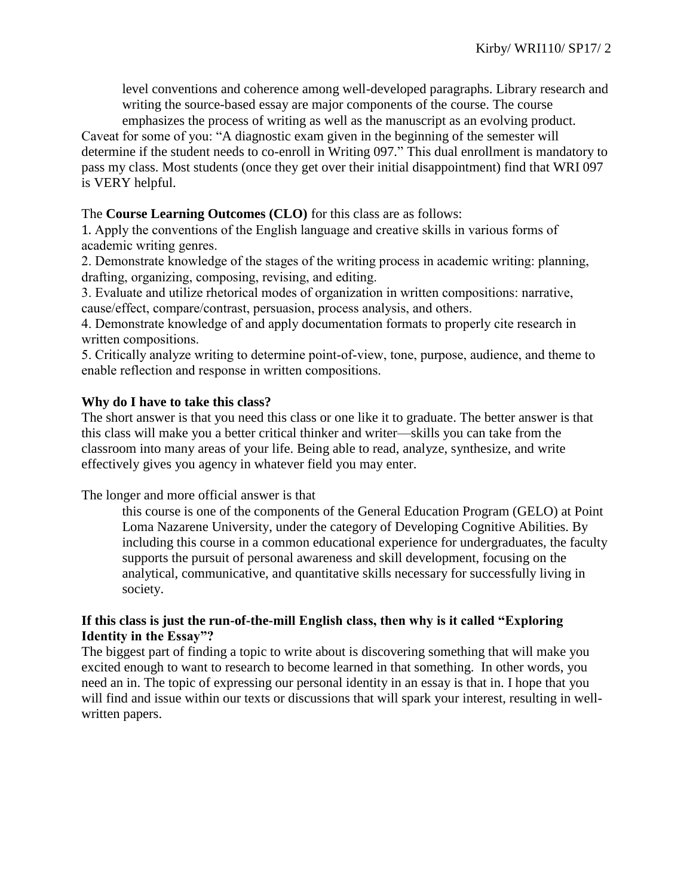> level conventions and coherence among well-developed paragraphs. Library research and writing the source-based essay are major components of the course. The course emphasizes the process of writing as well as the manuscript as an evolving product.

Caveat for some of you: "A diagnostic exam given in the beginning of the semester will determine if the student needs to co-enroll in Writing 097." This dual enrollment is mandatory to pass my class. Most students (once they get over their initial disappointment) find that WRI 097 is VERY helpful.

The **Course Learning Outcomes (CLO)** for this class are as follows:

1. Apply the conventions of the English language and creative skills in various forms of academic writing genres.
2. Demonstrate knowledge of the stages of the writing process in academic writing: planning, drafting, organizing, composing, revising, and editing.
3. Evaluate and utilize rhetorical modes of organization in written compositions: narrative, cause/effect, compare/contrast, persuasion, process analysis, and others.
4. Demonstrate knowledge of and apply documentation formats to properly cite research in written compositions.
5. Critically analyze writing to determine point-of-view, tone, purpose, audience, and theme to enable reflection and response in written compositions.

**Why do I have to take this class?**

The short answer is that you need this class or one like it to graduate. The better answer is that this class will make you a better critical thinker and writer—skills you can take from the classroom into many areas of your life. Being able to read, analyze, synthesize, and write effectively gives you agency in whatever field you may enter.

The longer and more official answer is that

> this course is one of the components of the General Education Program (GELO) at Point Loma Nazarene University, under the category of Developing Cognitive Abilities. By including this course in a common educational experience for undergraduates, the faculty supports the pursuit of personal awareness and skill development, focusing on the analytical, communicative, and quantitative skills necessary for successfully living in society.

**If this class is just the run-of-the-mill English class, then why is it called "Exploring Identity in the Essay"?**

The biggest part of finding a topic to write about is discovering something that will make you excited enough to want to research to become learned in that something. In other words, you need an in. The topic of expressing our personal identity in an essay is that in. I hope that you will find and issue within our texts or discussions that will spark your interest, resulting in well-written papers.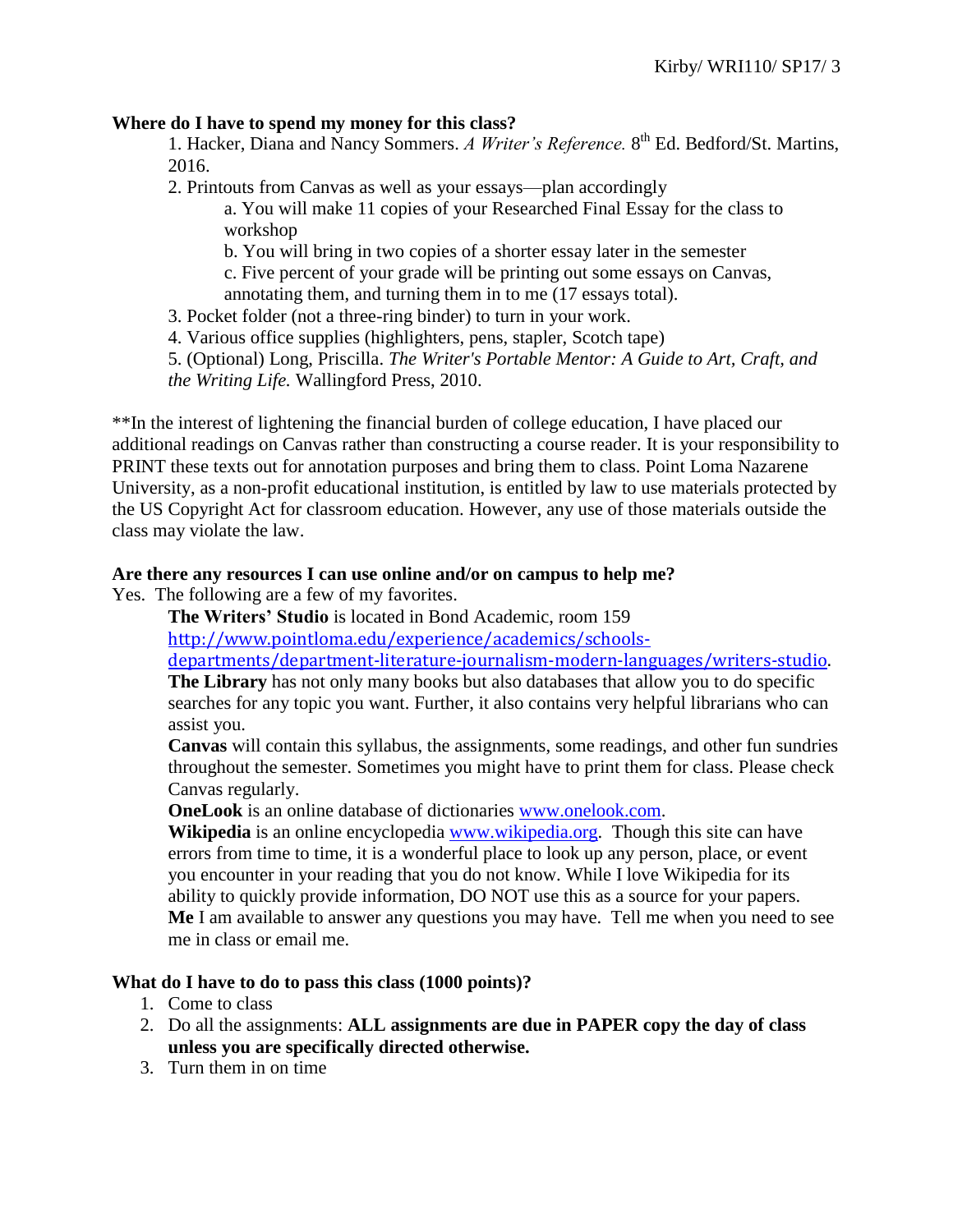**Where do I have to spend my money for this class?**

1. Hacker, Diana and Nancy Sommers. *A Writer's Reference.* 8th Ed. Bedford/St. Martins, 2016.
2. Printouts from Canvas as well as your essays—plan accordingly
   a. You will make 11 copies of your Researched Final Essay for the class to workshop
   b. You will bring in two copies of a shorter essay later in the semester
   c. Five percent of your grade will be printing out some essays on Canvas, annotating them, and turning them in to me (17 essays total).
3. Pocket folder (not a three-ring binder) to turn in your work.
4. Various office supplies (highlighters, pens, stapler, Scotch tape)
5. (Optional) Long, Priscilla. *The Writer's Portable Mentor: A Guide to Art, Craft, and the Writing Life.* Wallingford Press, 2010.

**In the interest of lightening the financial burden of college education, I have placed our additional readings on Canvas rather than constructing a course reader. It is your responsibility to PRINT these texts out for annotation purposes and bring them to class. Point Loma Nazarene University, as a non-profit educational institution, is entitled by law to use materials protected by the US Copyright Act for classroom education. However, any use of those materials outside the class may violate the law.

**Are there any resources I can use online and/or on campus to help me?**

Yes. The following are a few of my favorites.

**The Writers' Studio** is located in Bond Academic, room 159 [http://www.pointloma.edu/experience/academics/schools-departments/department-literature-journalism-modern-languages/writers-studio](http://www.pointloma.edu/experience/academics/schools-departments/department-literature-journalism-modern-languages/writers-studio).

**The Library** has not only many books but also databases that allow you to do specific searches for any topic you want. Further, it also contains very helpful librarians who can assist you.

**Canvas** will contain this syllabus, the assignments, some readings, and other fun sundries throughout the semester. Sometimes you might have to print them for class. Please check Canvas regularly.

**OneLook** is an online database of dictionaries [www.onelook.com](http://www.onelook.com).

**Wikipedia** is an online encyclopedia [www.wikipedia.org](http://www.wikipedia.org). Though this site can have errors from time to time, it is a wonderful place to look up any person, place, or event you encounter in your reading that you do not know. While I love Wikipedia for its ability to quickly provide information, DO NOT use this as a source for your papers.

**Me** I am available to answer any questions you may have. Tell me when you need to see me in class or email me.

**What do I have to do to pass this class (1000 points)?**

1. Come to class
2. Do all the assignments: **ALL assignments are due in PAPER copy the day of class unless you are specifically directed otherwise.**
3. Turn them in on time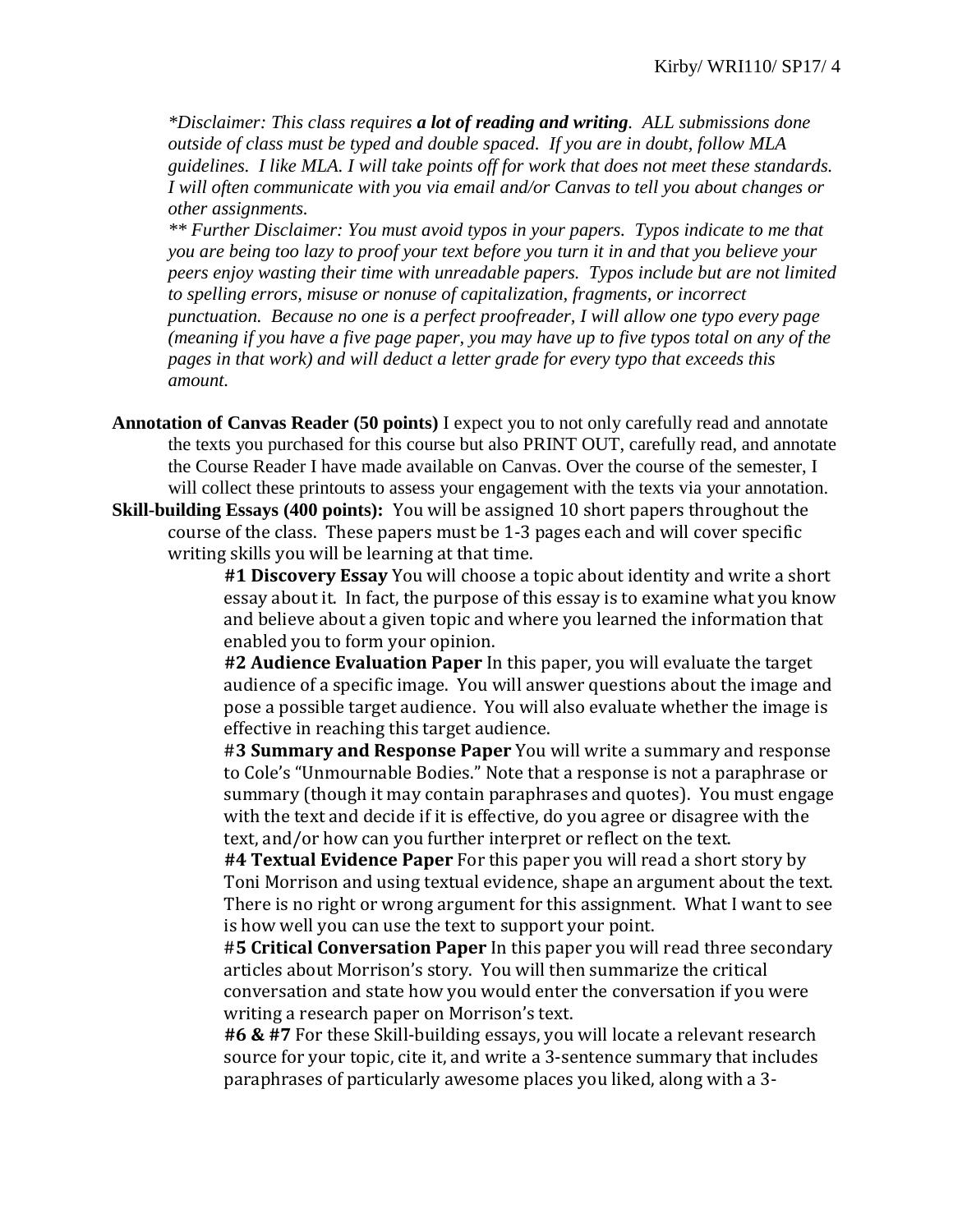*\*Disclaimer: This class requires* ***a lot of reading and writing****. ALL submissions done outside of class must be typed and double spaced. If you are in doubt, follow MLA guidelines. I like MLA. I will take points off for work that does not meet these standards. I will often communicate with you via email and/or Canvas to tell you about changes or other assignments.*

*\*\* Further Disclaimer: You must avoid typos in your papers. Typos indicate to me that you are being too lazy to proof your text before you turn it in and that you believe your peers enjoy wasting their time with unreadable papers. Typos include but are not limited to spelling errors, misuse or nonuse of capitalization, fragments, or incorrect punctuation. Because no one is a perfect proofreader, I will allow one typo every page (meaning if you have a five page paper, you may have up to five typos total on any of the pages in that work) and will deduct a letter grade for every typo that exceeds this amount.*

**Annotation of Canvas Reader (50 points)** I expect you to not only carefully read and annotate the texts you purchased for this course but also PRINT OUT, carefully read, and annotate the Course Reader I have made available on Canvas. Over the course of the semester, I will collect these printouts to assess your engagement with the texts via your annotation.

**Skill-building Essays (400 points):** You will be assigned 10 short papers throughout the course of the class. These papers must be 1-3 pages each and will cover specific writing skills you will be learning at that time.

**#1 Discovery Essay** You will choose a topic about identity and write a short essay about it. In fact, the purpose of this essay is to examine what you know and believe about a given topic and where you learned the information that enabled you to form your opinion.

**#2 Audience Evaluation Paper** In this paper, you will evaluate the target audience of a specific image. You will answer questions about the image and pose a possible target audience. You will also evaluate whether the image is effective in reaching this target audience.

#**3 Summary and Response Paper** You will write a summary and response to Cole's "Unmournable Bodies." Note that a response is not a paraphrase or summary (though it may contain paraphrases and quotes). You must engage with the text and decide if it is effective, do you agree or disagree with the text, and/or how can you further interpret or reflect on the text.

**#4 Textual Evidence Paper** For this paper you will read a short story by Toni Morrison and using textual evidence, shape an argument about the text. There is no right or wrong argument for this assignment. What I want to see is how well you can use the text to support your point.

#**5 Critical Conversation Paper** In this paper you will read three secondary articles about Morrison's story. You will then summarize the critical conversation and state how you would enter the conversation if you were writing a research paper on Morrison's text.

**#6 & #7** For these Skill-building essays, you will locate a relevant research source for your topic, cite it, and write a 3-sentence summary that includes paraphrases of particularly awesome places you liked, along with a 3-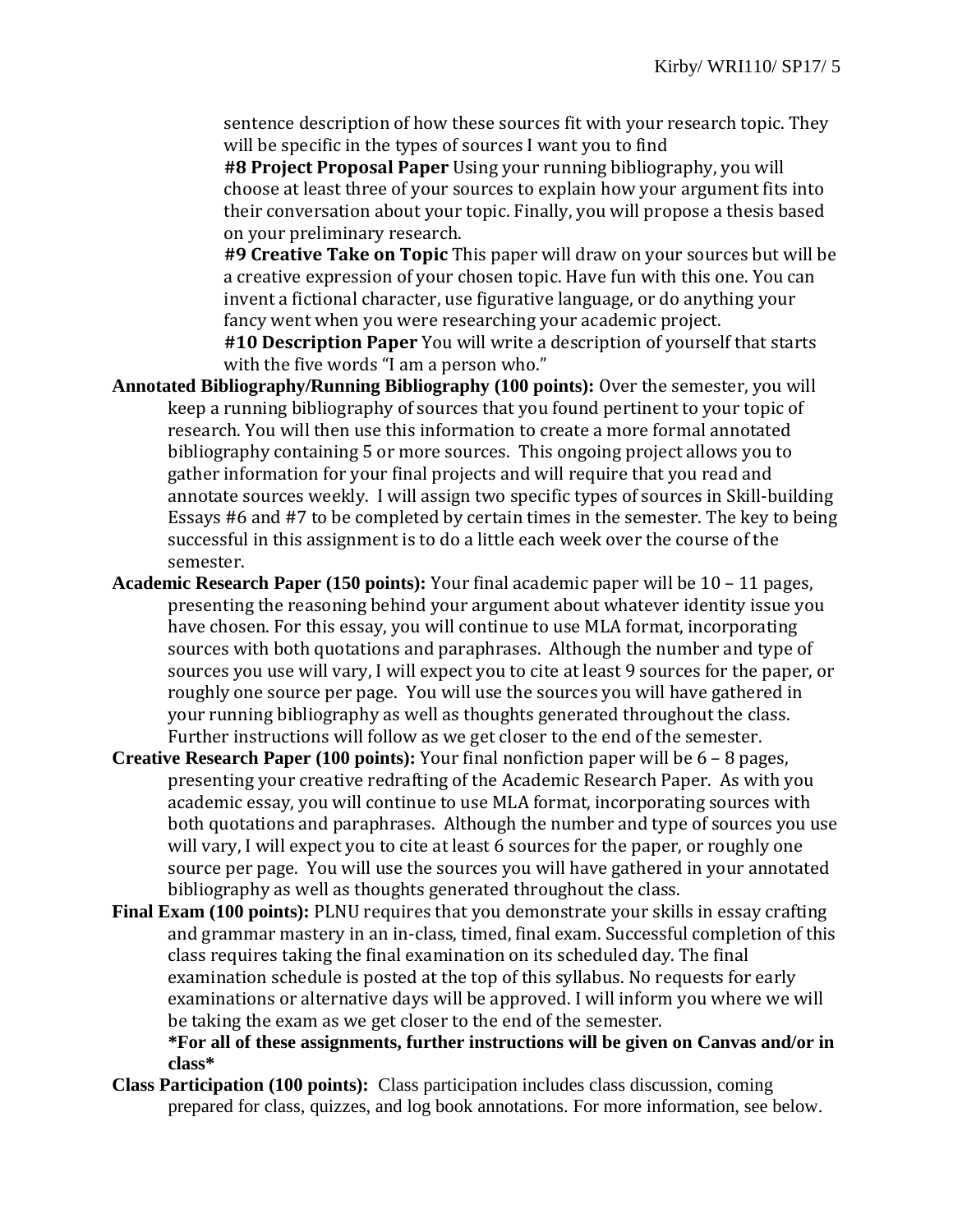sentence description of how these sources fit with your research topic. They will be specific in the types of sources I want you to find

**#8 Project Proposal Paper** Using your running bibliography, you will choose at least three of your sources to explain how your argument fits into their conversation about your topic. Finally, you will propose a thesis based on your preliminary research.

**#9 Creative Take on Topic** This paper will draw on your sources but will be a creative expression of your chosen topic. Have fun with this one. You can invent a fictional character, use figurative language, or do anything your fancy went when you were researching your academic project.

**#10 Description Paper** You will write a description of yourself that starts with the five words "I am a person who."

**Annotated Bibliography/Running Bibliography (100 points):** Over the semester, you will keep a running bibliography of sources that you found pertinent to your topic of research. You will then use this information to create a more formal annotated bibliography containing 5 or more sources. This ongoing project allows you to gather information for your final projects and will require that you read and annotate sources weekly. I will assign two specific types of sources in Skill-building Essays #6 and #7 to be completed by certain times in the semester. The key to being successful in this assignment is to do a little each week over the course of the semester.

**Academic Research Paper (150 points):** Your final academic paper will be 10 – 11 pages, presenting the reasoning behind your argument about whatever identity issue you have chosen. For this essay, you will continue to use MLA format, incorporating sources with both quotations and paraphrases. Although the number and type of sources you use will vary, I will expect you to cite at least 9 sources for the paper, or roughly one source per page. You will use the sources you will have gathered in your running bibliography as well as thoughts generated throughout the class. Further instructions will follow as we get closer to the end of the semester.

**Creative Research Paper (100 points):** Your final nonfiction paper will be 6 – 8 pages, presenting your creative redrafting of the Academic Research Paper. As with you academic essay, you will continue to use MLA format, incorporating sources with both quotations and paraphrases. Although the number and type of sources you use will vary, I will expect you to cite at least 6 sources for the paper, or roughly one source per page. You will use the sources you will have gathered in your annotated bibliography as well as thoughts generated throughout the class.

**Final Exam (100 points):** PLNU requires that you demonstrate your skills in essay crafting and grammar mastery in an in-class, timed, final exam. Successful completion of this class requires taking the final examination on its scheduled day. The final examination schedule is posted at the top of this syllabus. No requests for early examinations or alternative days will be approved. I will inform you where we will be taking the exam as we get closer to the end of the semester.

**\*For all of these assignments, further instructions will be given on Canvas and/or in class\***

**Class Participation (100 points):** Class participation includes class discussion, coming prepared for class, quizzes, and log book annotations. For more information, see below.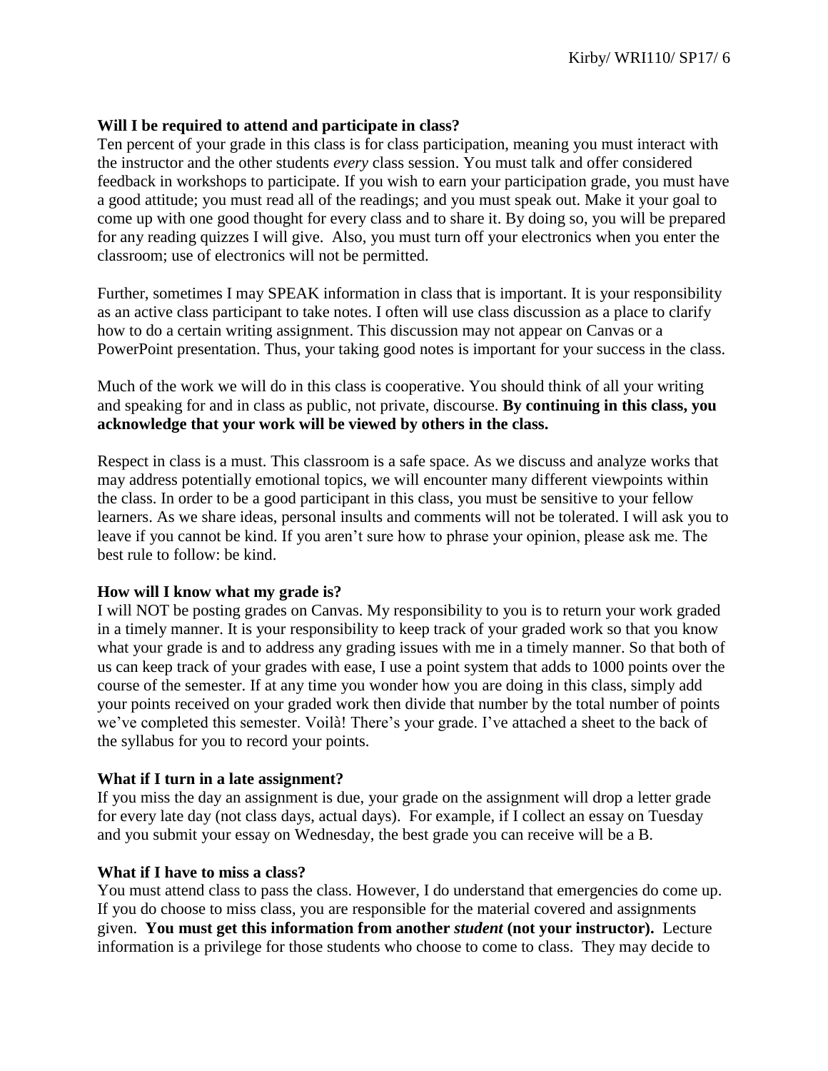**Will I be required to attend and participate in class?**
Ten percent of your grade in this class is for class participation, meaning you must interact with the instructor and the other students *every* class session. You must talk and offer considered feedback in workshops to participate. If you wish to earn your participation grade, you must have a good attitude; you must read all of the readings; and you must speak out. Make it your goal to come up with one good thought for every class and to share it. By doing so, you will be prepared for any reading quizzes I will give. Also, you must turn off your electronics when you enter the classroom; use of electronics will not be permitted.

Further, sometimes I may SPEAK information in class that is important. It is your responsibility as an active class participant to take notes. I often will use class discussion as a place to clarify how to do a certain writing assignment. This discussion may not appear on Canvas or a PowerPoint presentation. Thus, your taking good notes is important for your success in the class.

Much of the work we will do in this class is cooperative. You should think of all your writing and speaking for and in class as public, not private, discourse. **By continuing in this class, you acknowledge that your work will be viewed by others in the class.**

Respect in class is a must. This classroom is a safe space. As we discuss and analyze works that may address potentially emotional topics, we will encounter many different viewpoints within the class. In order to be a good participant in this class, you must be sensitive to your fellow learners. As we share ideas, personal insults and comments will not be tolerated. I will ask you to leave if you cannot be kind. If you aren't sure how to phrase your opinion, please ask me. The best rule to follow: be kind.

**How will I know what my grade is?**
I will NOT be posting grades on Canvas. My responsibility to you is to return your work graded in a timely manner. It is your responsibility to keep track of your graded work so that you know what your grade is and to address any grading issues with me in a timely manner. So that both of us can keep track of your grades with ease, I use a point system that adds to 1000 points over the course of the semester. If at any time you wonder how you are doing in this class, simply add your points received on your graded work then divide that number by the total number of points we've completed this semester. Voilà! There's your grade. I've attached a sheet to the back of the syllabus for you to record your points.

**What if I turn in a late assignment?**
If you miss the day an assignment is due, your grade on the assignment will drop a letter grade for every late day (not class days, actual days). For example, if I collect an essay on Tuesday and you submit your essay on Wednesday, the best grade you can receive will be a B.

**What if I have to miss a class?**
You must attend class to pass the class. However, I do understand that emergencies do come up. If you do choose to miss class, you are responsible for the material covered and assignments given. **You must get this information from another *student* (not your instructor).** Lecture information is a privilege for those students who choose to come to class. They may decide to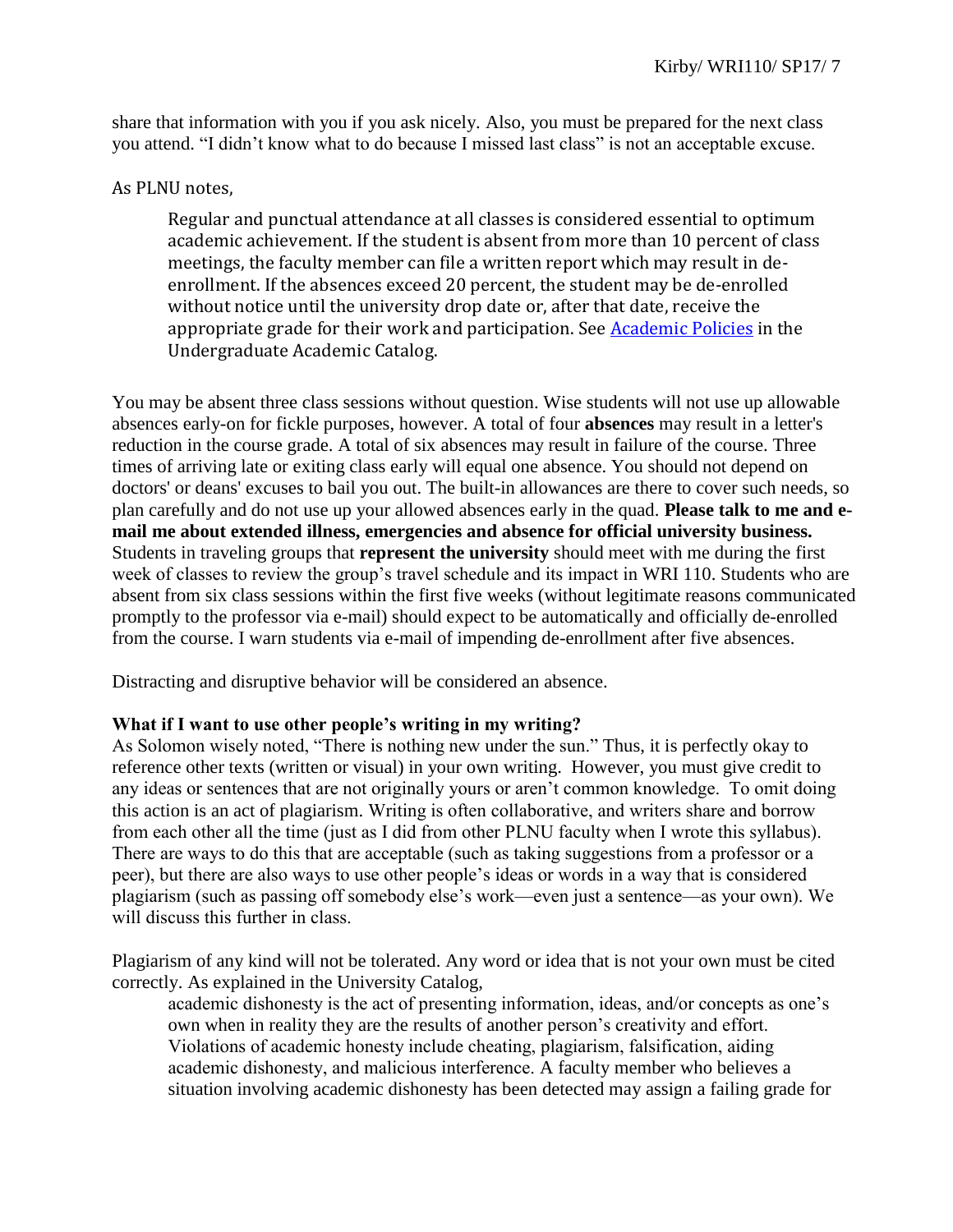share that information with you if you ask nicely. Also, you must be prepared for the next class you attend. "I didn't know what to do because I missed last class" is not an acceptable excuse.

As PLNU notes,

> Regular and punctual attendance at all classes is considered essential to optimum academic achievement. If the student is absent from more than 10 percent of class meetings, the faculty member can file a written report which may result in de-enrollment. If the absences exceed 20 percent, the student may be de-enrolled without notice until the university drop date or, after that date, receive the appropriate grade for their work and participation. See Academic Policies in the Undergraduate Academic Catalog.

You may be absent three class sessions without question. Wise students will not use up allowable absences early-on for fickle purposes, however. A total of four **absences** may result in a letter's reduction in the course grade. A total of six absences may result in failure of the course. Three times of arriving late or exiting class early will equal one absence. You should not depend on doctors' or deans' excuses to bail you out. The built-in allowances are there to cover such needs, so plan carefully and do not use up your allowed absences early in the quad. **Please talk to me and e-mail me about extended illness, emergencies and absence for official university business.** Students in traveling groups that **represent the university** should meet with me during the first week of classes to review the group's travel schedule and its impact in WRI 110. Students who are absent from six class sessions within the first five weeks (without legitimate reasons communicated promptly to the professor via e-mail) should expect to be automatically and officially de-enrolled from the course. I warn students via e-mail of impending de-enrollment after five absences.

Distracting and disruptive behavior will be considered an absence.

**What if I want to use other people's writing in my writing?**

As Solomon wisely noted, "There is nothing new under the sun." Thus, it is perfectly okay to reference other texts (written or visual) in your own writing. However, you must give credit to any ideas or sentences that are not originally yours or aren't common knowledge. To omit doing this action is an act of plagiarism. Writing is often collaborative, and writers share and borrow from each other all the time (just as I did from other PLNU faculty when I wrote this syllabus). There are ways to do this that are acceptable (such as taking suggestions from a professor or a peer), but there are also ways to use other people's ideas or words in a way that is considered plagiarism (such as passing off somebody else's work—even just a sentence—as your own). We will discuss this further in class.

Plagiarism of any kind will not be tolerated. Any word or idea that is not your own must be cited correctly. As explained in the University Catalog,

> academic dishonesty is the act of presenting information, ideas, and/or concepts as one's own when in reality they are the results of another person's creativity and effort. Violations of academic honesty include cheating, plagiarism, falsification, aiding academic dishonesty, and malicious interference. A faculty member who believes a situation involving academic dishonesty has been detected may assign a failing grade for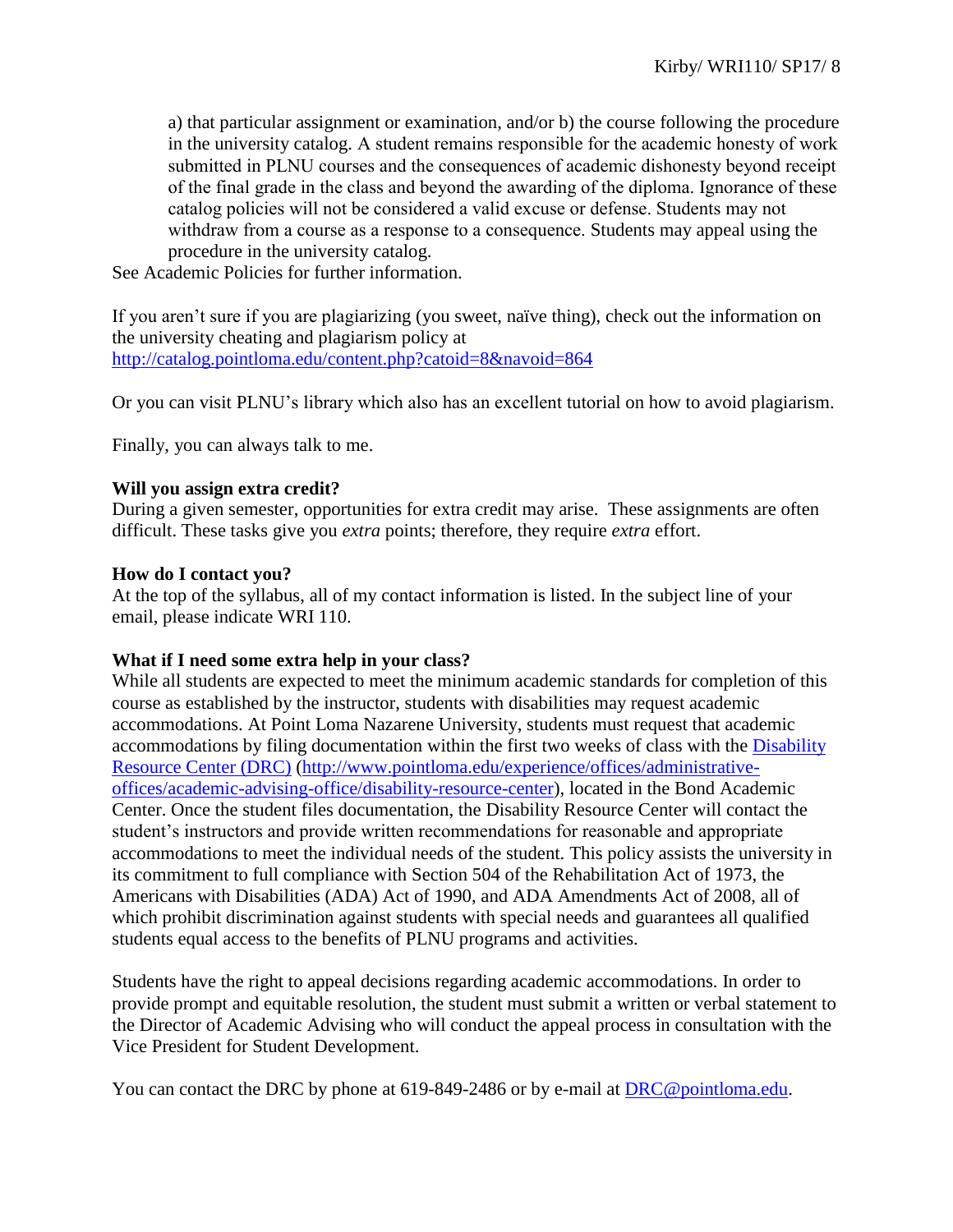a) that particular assignment or examination, and/or b) the course following the procedure in the university catalog. A student remains responsible for the academic honesty of work submitted in PLNU courses and the consequences of academic dishonesty beyond receipt of the final grade in the class and beyond the awarding of the diploma. Ignorance of these catalog policies will not be considered a valid excuse or defense. Students may not withdraw from a course as a response to a consequence. Students may appeal using the procedure in the university catalog.

See Academic Policies for further information.

If you aren't sure if you are plagiarizing (you sweet, naïve thing), check out the information on the university cheating and plagiarism policy at [http://catalog.pointloma.edu/content.php?catoid=8&navoid=864](http://catalog.pointloma.edu/content.php?catoid=8&navoid=864)

Or you can visit PLNU's library which also has an excellent tutorial on how to avoid plagiarism.

Finally, you can always talk to me.

**Will you assign extra credit?**

During a given semester, opportunities for extra credit may arise. These assignments are often difficult. These tasks give you *extra* points; therefore, they require *extra* effort.

**How do I contact you?**

At the top of the syllabus, all of my contact information is listed. In the subject line of your email, please indicate WRI 110.

**What if I need some extra help in your class?**

While all students are expected to meet the minimum academic standards for completion of this course as established by the instructor, students with disabilities may request academic accommodations. At Point Loma Nazarene University, students must request that academic accommodations by filing documentation within the first two weeks of class with the [Disability Resource Center (DRC)](http://www.pointloma.edu/experience/offices/administrative-offices/academic-advising-office/disability-resource-center) ([http://www.pointloma.edu/experience/offices/administrative-offices/academic-advising-office/disability-resource-center](http://www.pointloma.edu/experience/offices/administrative-offices/academic-advising-office/disability-resource-center)), located in the Bond Academic Center. Once the student files documentation, the Disability Resource Center will contact the student's instructors and provide written recommendations for reasonable and appropriate accommodations to meet the individual needs of the student. This policy assists the university in its commitment to full compliance with Section 504 of the Rehabilitation Act of 1973, the Americans with Disabilities (ADA) Act of 1990, and ADA Amendments Act of 2008, all of which prohibit discrimination against students with special needs and guarantees all qualified students equal access to the benefits of PLNU programs and activities.

Students have the right to appeal decisions regarding academic accommodations. In order to provide prompt and equitable resolution, the student must submit a written or verbal statement to the Director of Academic Advising who will conduct the appeal process in consultation with the Vice President for Student Development.

You can contact the DRC by phone at 619-849-2486 or by e-mail at [DRC@pointloma.edu](mailto:DRC@pointloma.edu).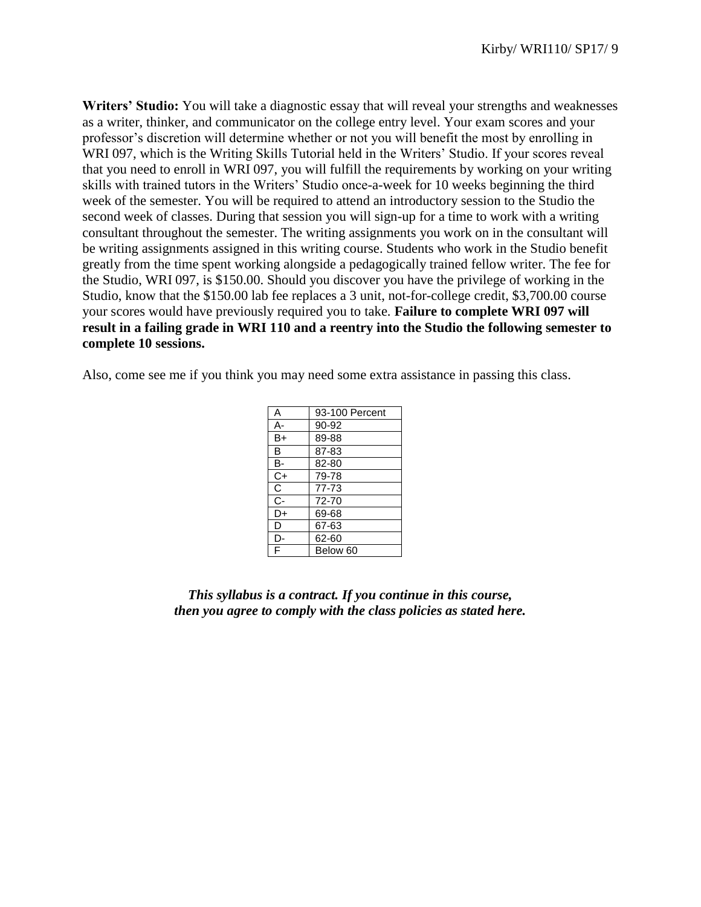**Writers' Studio:** You will take a diagnostic essay that will reveal your strengths and weaknesses as a writer, thinker, and communicator on the college entry level. Your exam scores and your professor's discretion will determine whether or not you will benefit the most by enrolling in WRI 097, which is the Writing Skills Tutorial held in the Writers' Studio. If your scores reveal that you need to enroll in WRI 097, you will fulfill the requirements by working on your writing skills with trained tutors in the Writers' Studio once-a-week for 10 weeks beginning the third week of the semester. You will be required to attend an introductory session to the Studio the second week of classes. During that session you will sign-up for a time to work with a writing consultant throughout the semester. The writing assignments you work on in the consultant will be writing assignments assigned in this writing course. Students who work in the Studio benefit greatly from the time spent working alongside a pedagogically trained fellow writer. The fee for the Studio, WRI 097, is $150.00. Should you discover you have the privilege of working in the Studio, know that the $150.00 lab fee replaces a 3 unit, not-for-college credit, $3,700.00 course your scores would have previously required you to take. **Failure to complete WRI 097 will result in a failing grade in WRI 110 and a reentry into the Studio the following semester to complete 10 sessions.**

Also, come see me if you think you may need some extra assistance in passing this class.

| A | 93-100 Percent |
|---|---|
| A- | 90-92 |
| B+ | 89-88 |
| B | 87-83 |
| B- | 82-80 |
| C+ | 79-78 |
| C | 77-73 |
| C- | 72-70 |
| D+ | 69-68 |
| D | 67-63 |
| D- | 62-60 |
| F | Below 60 |

***This syllabus is a contract. If you continue in this course, then you agree to comply with the class policies as stated here.***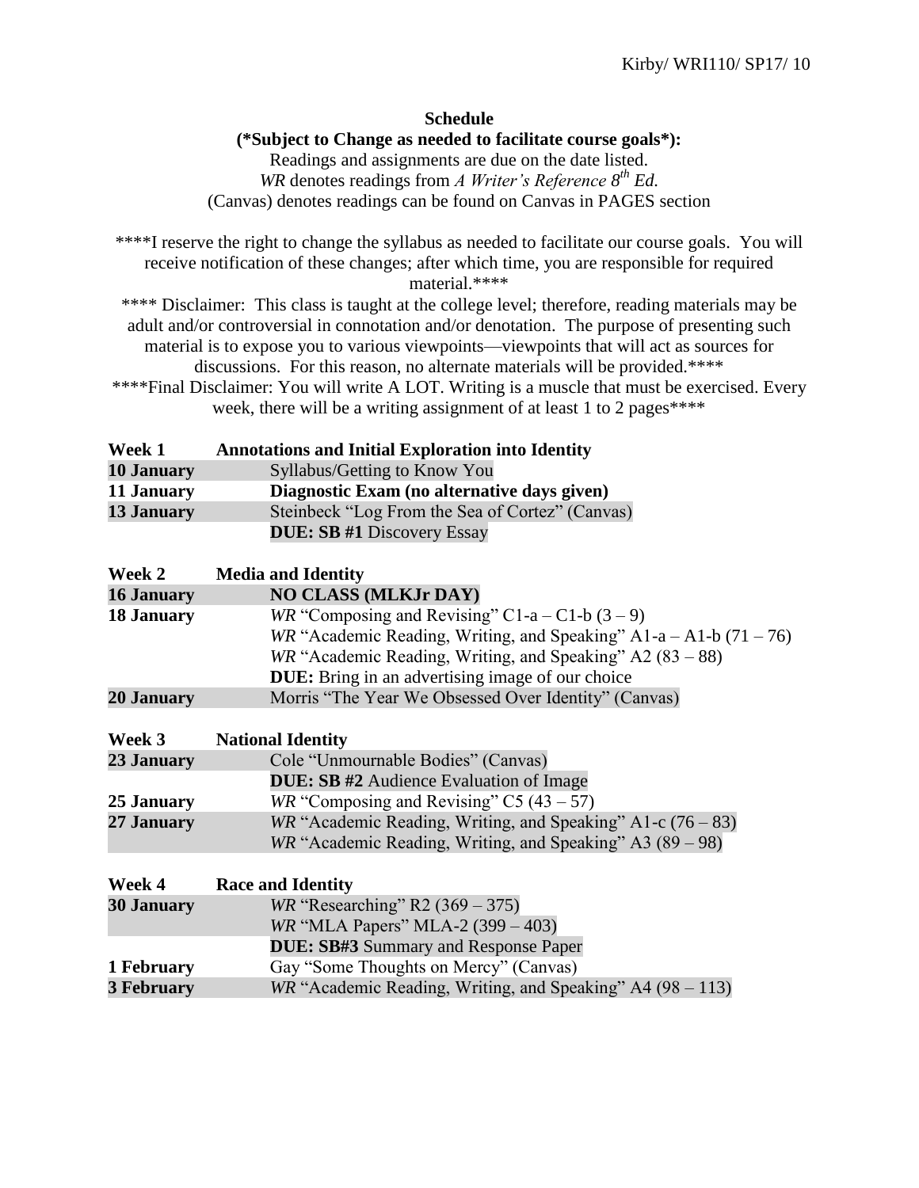**Schedule**

**(*Subject to Change as needed to facilitate course goals*):**

Readings and assignments are due on the date listed.

*WR* denotes readings from *A Writer's Reference 8th Ed.*

(Canvas) denotes readings can be found on Canvas in PAGES section

****I reserve the right to change the syllabus as needed to facilitate our course goals. You will receive notification of these changes; after which time, you are responsible for required material.****

**** Disclaimer: This class is taught at the college level; therefore, reading materials may be adult and/or controversial in connotation and/or denotation. The purpose of presenting such material is to expose you to various viewpoints—viewpoints that will act as sources for discussions. For this reason, no alternate materials will be provided.****

****Final Disclaimer: You will write A LOT. Writing is a muscle that must be exercised. Every week, there will be a writing assignment of at least 1 to 2 pages****

| **Week 1** | **Annotations and Initial Exploration into Identity** |
|---|---|
| **10 January** | Syllabus/Getting to Know You |
| **11 January** | **Diagnostic Exam (no alternative days given)** |
| **13 January** | Steinbeck "Log From the Sea of Cortez" (Canvas) |
| | **DUE: SB #1** Discovery Essay |

| **Week 2** | **Media and Identity** |
|---|---|
| **16 January** | **NO CLASS (MLKJr DAY)** |
| **18 January** | *WR* "Composing and Revising" C1-a – C1-b (3 – 9) |
| | *WR* "Academic Reading, Writing, and Speaking" A1-a – A1-b (71 – 76) |
| | *WR* "Academic Reading, Writing, and Speaking" A2 (83 – 88) |
| | **DUE:** Bring in an advertising image of our choice |
| **20 January** | Morris "The Year We Obsessed Over Identity" (Canvas) |

| **Week 3** | **National Identity** |
|---|---|
| **23 January** | Cole "Unmournable Bodies" (Canvas) |
| | **DUE: SB #2** Audience Evaluation of Image |
| **25 January** | *WR* "Composing and Revising" C5 (43 – 57) |
| **27 January** | *WR* "Academic Reading, Writing, and Speaking" A1-c (76 – 83) |
| | *WR* "Academic Reading, Writing, and Speaking" A3 (89 – 98) |

| **Week 4** | **Race and Identity** |
|---|---|
| **30 January** | *WR* "Researching" R2 (369 – 375) |
| | *WR* "MLA Papers" MLA-2 (399 – 403) |
| | **DUE: SB#3** Summary and Response Paper |
| **1 February** | Gay "Some Thoughts on Mercy" (Canvas) |
| **3 February** | *WR* "Academic Reading, Writing, and Speaking" A4 (98 – 113) |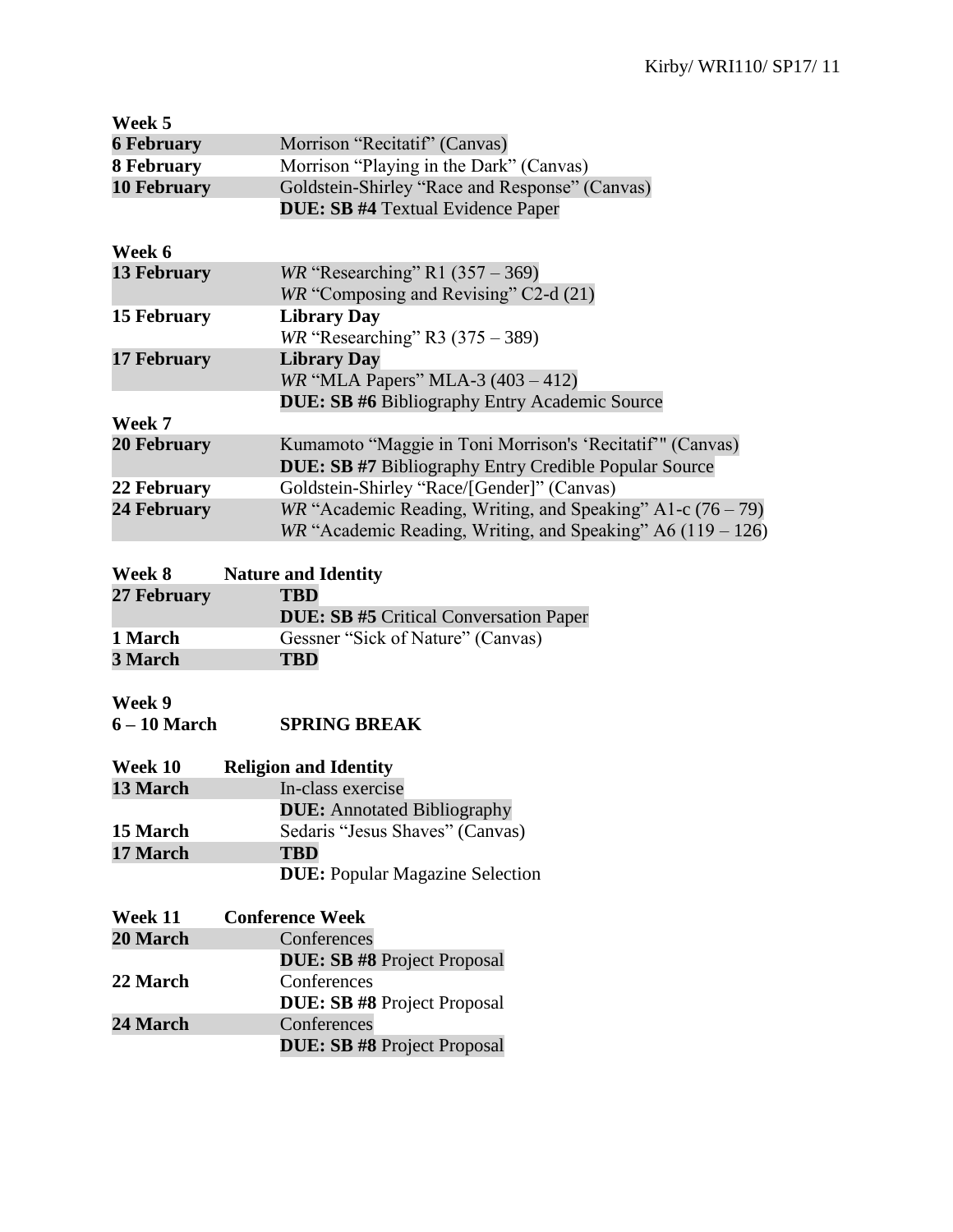**Week 5**

| | |
|---|---|
| **6 February** | Morrison "Recitatif" (Canvas) |
| **8 February** | Morrison "Playing in the Dark" (Canvas) |
| **10 February** | Goldstein-Shirley "Race and Response" (Canvas)<br>**DUE: SB #4** Textual Evidence Paper |

**Week 6**

| | |
|---|---|
| **13 February** | *WR* "Researching" R1 (357 – 369)<br>*WR* "Composing and Revising" C2-d (21) |
| **15 February** | **Library Day**<br>*WR* "Researching" R3 (375 – 389) |
| **17 February** | **Library Day**<br>*WR* "MLA Papers" MLA-3 (403 – 412)<br>**DUE: SB #6** Bibliography Entry Academic Source |

**Week 7**

| | |
|---|---|
| **20 February** | Kumamoto "Maggie in Toni Morrison's 'Recitatif'" (Canvas)<br>**DUE: SB #7** Bibliography Entry Credible Popular Source |
| **22 February** | Goldstein-Shirley "Race/[Gender]" (Canvas) |
| **24 February** | *WR* "Academic Reading, Writing, and Speaking" A1-c (76 – 79)<br>*WR* "Academic Reading, Writing, and Speaking" A6 (119 – 126) |

**Week 8 Nature and Identity**

| | |
|---|---|
| **27 February** | **TBD**<br>**DUE: SB #5** Critical Conversation Paper |
| **1 March** | Gessner "Sick of Nature" (Canvas) |
| **3 March** | **TBD** |

**Week 9**

| | |
|---|---|
| **6 – 10 March** | **SPRING BREAK** |

**Week 10 Religion and Identity**

| | |
|---|---|
| **13 March** | In-class exercise<br>**DUE:** Annotated Bibliography |
| **15 March** | Sedaris "Jesus Shaves" (Canvas) |
| **17 March** | **TBD**<br>**DUE:** Popular Magazine Selection |

**Week 11 Conference Week**

| | |
|---|---|
| **20 March** | Conferences<br>**DUE: SB #8** Project Proposal |
| **22 March** | Conferences<br>**DUE: SB #8** Project Proposal |
| **24 March** | Conferences<br>**DUE: SB #8** Project Proposal |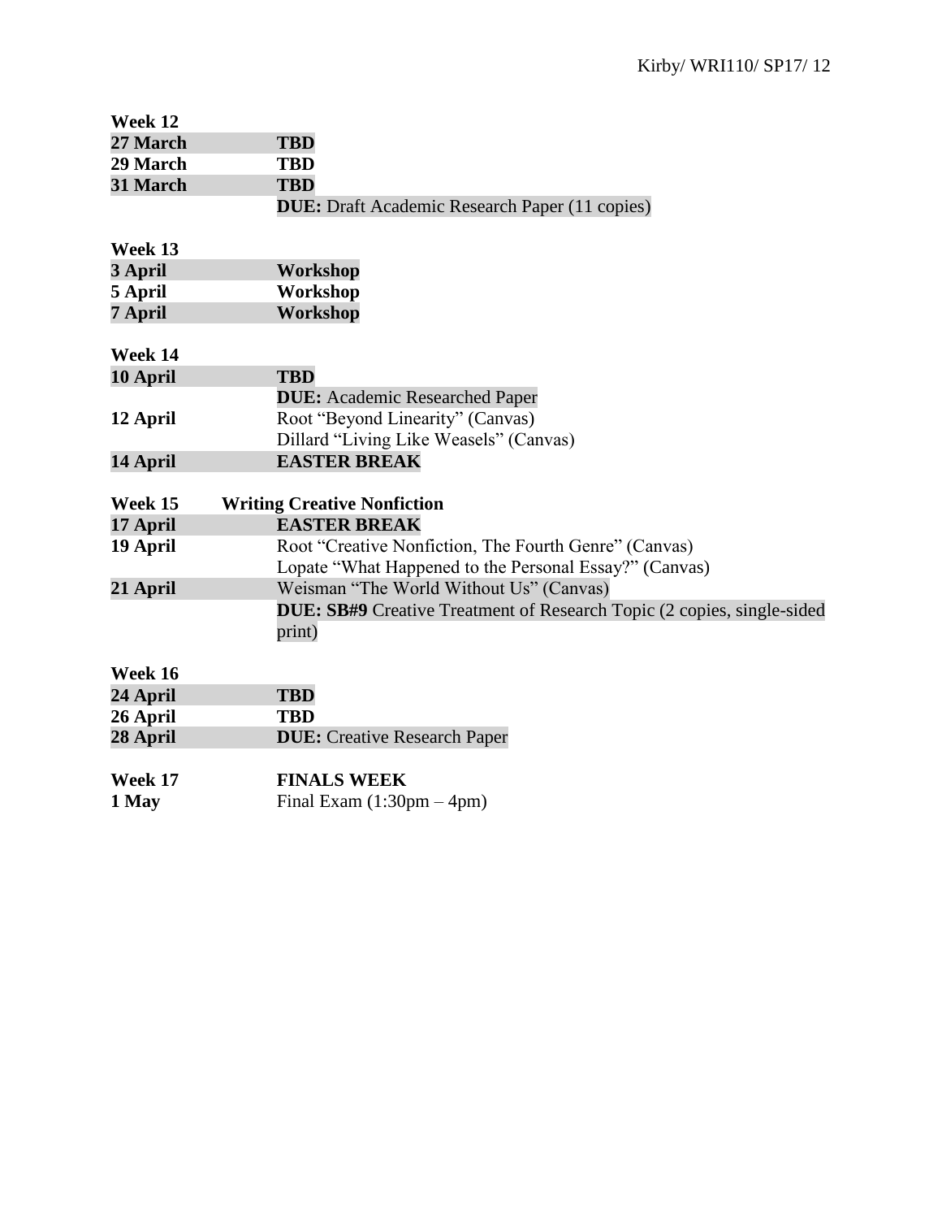**Week 12**

| | |
|---|---|
| **27 March** | **TBD** |
| **29 March** | **TBD** |
| **31 March** | **TBD** |
| | **DUE:** Draft Academic Research Paper (11 copies) |

**Week 13**

| | |
|---|---|
| **3 April** | **Workshop** |
| **5 April** | **Workshop** |
| **7 April** | **Workshop** |

**Week 14**

| | |
|---|---|
| **10 April** | **TBD** |
| | **DUE:** Academic Researched Paper |
| **12 April** | Root "Beyond Linearity" (Canvas) |
| | Dillard "Living Like Weasels" (Canvas) |
| **14 April** | **EASTER BREAK** |

**Week 15** **Writing Creative Nonfiction**

| | |
|---|---|
| **17 April** | **EASTER BREAK** |
| **19 April** | Root "Creative Nonfiction, The Fourth Genre" (Canvas) |
| | Lopate "What Happened to the Personal Essay?" (Canvas) |
| **21 April** | Weisman "The World Without Us" (Canvas) |
| | **DUE: SB#9** Creative Treatment of Research Topic (2 copies, single-sided print) |

**Week 16**

| | |
|---|---|
| **24 April** | **TBD** |
| **26 April** | **TBD** |
| **28 April** | **DUE:** Creative Research Paper |

**Week 17** **FINALS WEEK**

| | |
|---|---|
| **1 May** | Final Exam (1:30pm – 4pm) |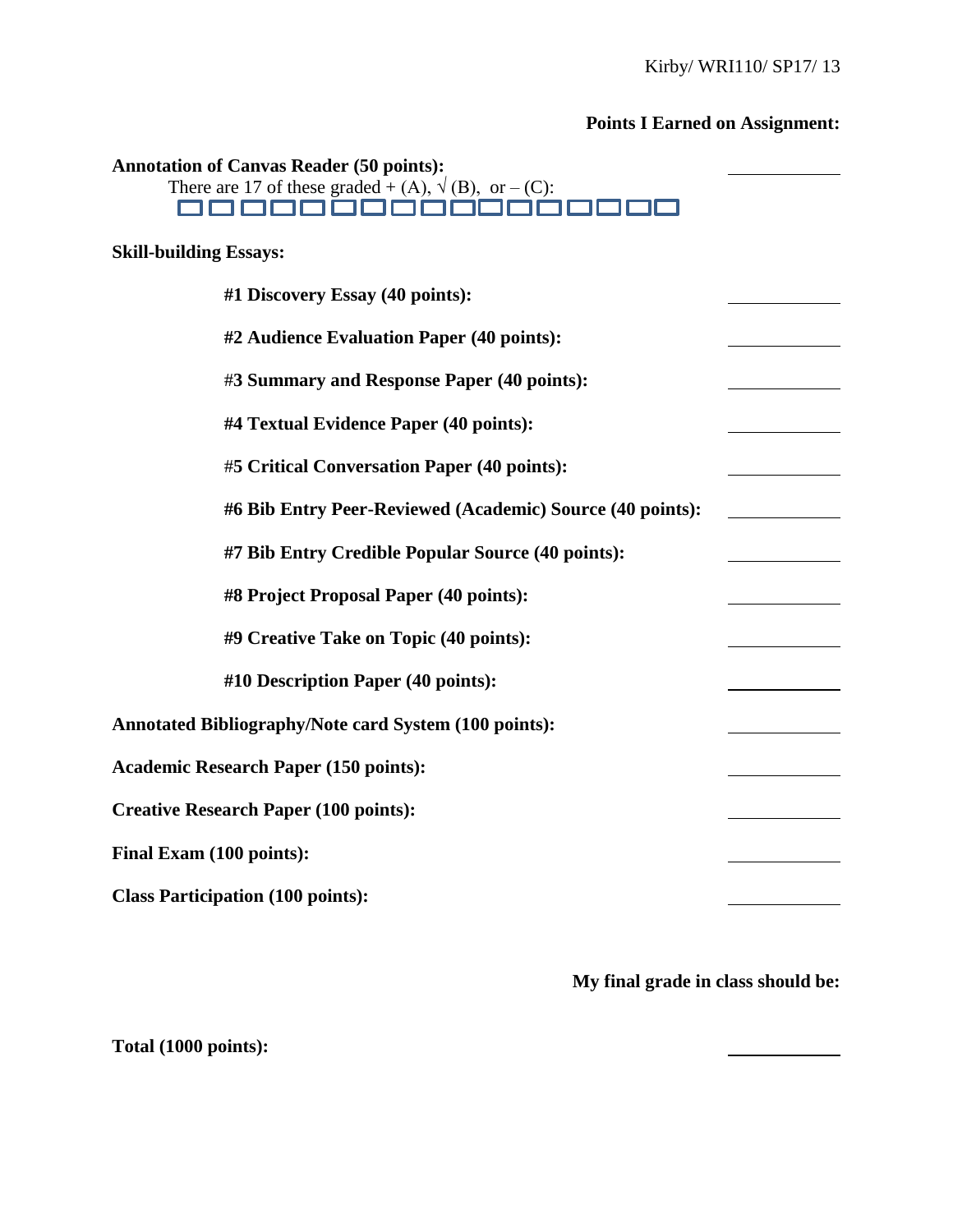**Points I Earned on Assignment:**

**Annotation of Canvas Reader (50 points):** \_\_\_\_\_\_\_\_\_\_

There are 17 of these graded + (A), √ (B), or – (C):

☐ ☐ ☐ ☐ ☐ ☐ ☐ ☐ ☐ ☐ ☐ ☐ ☐ ☐ ☐ ☐ ☐

**Skill-building Essays:**

**#1 Discovery Essay (40 points):** \_\_\_\_\_\_\_\_\_\_

**#2 Audience Evaluation Paper (40 points):** \_\_\_\_\_\_\_\_\_\_

#**3 Summary and Response Paper (40 points):** \_\_\_\_\_\_\_\_\_\_

**#4 Textual Evidence Paper (40 points):** \_\_\_\_\_\_\_\_\_\_

#**5 Critical Conversation Paper (40 points):** \_\_\_\_\_\_\_\_\_\_

**#6 Bib Entry Peer-Reviewed (Academic) Source (40 points):** \_\_\_\_\_\_\_\_\_\_

**#7 Bib Entry Credible Popular Source (40 points):** \_\_\_\_\_\_\_\_\_\_

**#8 Project Proposal Paper (40 points):** \_\_\_\_\_\_\_\_\_\_

**#9 Creative Take on Topic (40 points):** \_\_\_\_\_\_\_\_\_\_

**#10 Description Paper (40 points):** \_\_\_\_\_\_\_\_\_\_

**Annotated Bibliography/Note card System (100 points):** \_\_\_\_\_\_\_\_\_\_

**Academic Research Paper (150 points):** \_\_\_\_\_\_\_\_\_\_

**Creative Research Paper (100 points):** \_\_\_\_\_\_\_\_\_\_

**Final Exam (100 points):** \_\_\_\_\_\_\_\_\_\_

**Class Participation (100 points):** \_\_\_\_\_\_\_\_\_\_

**My final grade in class should be:**

**Total (1000 points):** \_\_\_\_\_\_\_\_\_\_